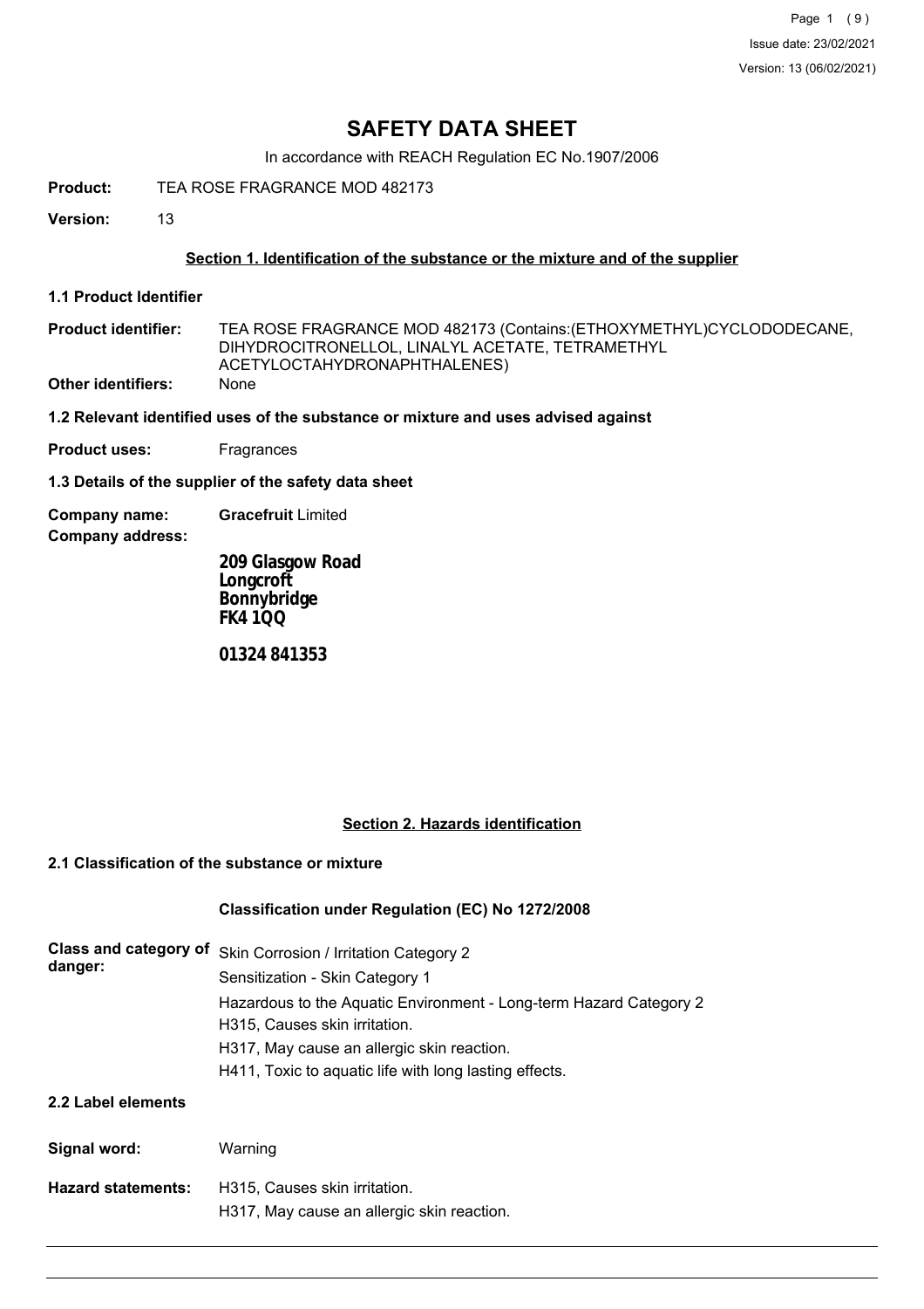# SAFETY DATA SHEET

In accordance with REACH Regulation EC No.1907/2006

**Product:** TEA ROSE FRAGRANCE MOD 482173

**Version:** 13

## Section 1. Identification of the substance or the mixture and of the supplier

### 1.1 Product Identifier

**Product identifier:** TEA ROSE FRAGRANCE MOD 482173 (Contains:(ETHOXYMETHYL)CYCLODODECANE, DIHYDROCITRONELLOL, LINALYL ACETATE, TETRAMETHYL ACETYLOCTAHYDRONAPHTHALENES)

**Other identifiers:** None

### 1.2 Relevant identified uses of the substance or mixture and uses advised against

**Product uses:** Fragrances

### 1.3 Details of the supplier of the safety data sheet

**Company name:** **Gracefruit** Limited

**Company address:**

**209 Glasgow Road**
**Longcroft**
**Bonnybridge**
**FK4 1QQ**

**01324 841353**

## Section 2. Hazards identification

### 2.1 Classification of the substance or mixture

**Classification under Regulation (EC) No 1272/2008**

**Class and category of danger:**

Skin Corrosion / Irritation Category 2
Sensitization - Skin Category 1
Hazardous to the Aquatic Environment - Long-term Hazard Category 2
H315, Causes skin irritation.
H317, May cause an allergic skin reaction.
H411, Toxic to aquatic life with long lasting effects.

### 2.2 Label elements

**Signal word:** Warning

**Hazard statements:**

H315, Causes skin irritation.
H317, May cause an allergic skin reaction.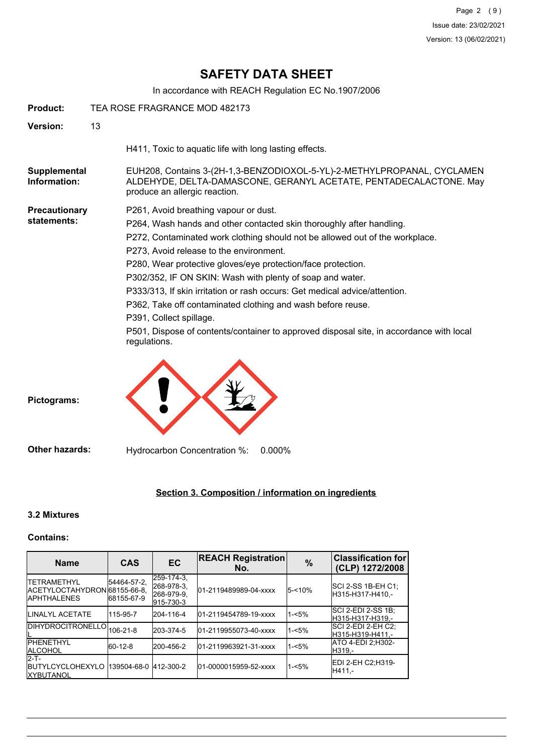**Product:** TEA ROSE FRAGRANCE MOD 482173

**Version:** 13

H411, Toxic to aquatic life with long lasting effects.

**Supplemental Information:** EUH208, Contains 3-(2H-1,3-BENZODIOXOL-5-YL)-2-METHYLPROPANAL, CYCLAMEN ALDEHYDE, DELTA-DAMASCONE, GERANYL ACETATE, PENTADECALACTONE. May produce an allergic reaction.

**Precautionary statements:**

P261, Avoid breathing vapour or dust.

P264, Wash hands and other contacted skin thoroughly after handling.

P272, Contaminated work clothing should not be allowed out of the workplace.

P273, Avoid release to the environment.

P280, Wear protective gloves/eye protection/face protection.

P302/352, IF ON SKIN: Wash with plenty of soap and water.

P333/313, If skin irritation or rash occurs: Get medical advice/attention.

P362, Take off contaminated clothing and wash before reuse.

P391, Collect spillage.

P501, Dispose of contents/container to approved disposal site, in accordance with local regulations.

**Pictograms:**

**Other hazards:** Hydrocarbon Concentration %: 0.000%

## Section 3. Composition / information on ingredients

### 3.2 Mixtures

**Contains:**

| Name | CAS | EC | REACH Registration No. | % | Classification for (CLP) 1272/2008 |
|---|---|---|---|---|---|
| TETRAMETHYL ACETYLOCTAHYDRONAPHTHALENES | 54464-57-2, 68155-66-8, 68155-67-9 | 259-174-3, 268-978-3, 268-979-9, 915-730-3 | 01-2119489989-04-xxxx | 5-<10% | SCI 2-SS 1B-EH C1;H315-H317-H410,- |
| LINALYL ACETATE | 115-95-7 | 204-116-4 | 01-2119454789-19-xxxx | 1-<5% | SCI 2-EDI 2-SS 1B;H315-H317-H319,- |
| DIHYDROCITRONELLOL | 106-21-8 | 203-374-5 | 01-2119955073-40-xxxx | 1-<5% | SCI 2-EDI 2-EH C2;H315-H319-H411,- |
| PHENETHYL ALCOHOL | 60-12-8 | 200-456-2 | 01-2119963921-31-xxxx | 1-<5% | ATO 4-EDI 2;H302-H319,- |
| 2-T-BUTYLCYCLOHEXYLOXYBUTANOL | 139504-68-0 | 412-300-2 | 01-0000015959-52-xxxx | 1-<5% | EDI 2-EH C2;H319-H411,- |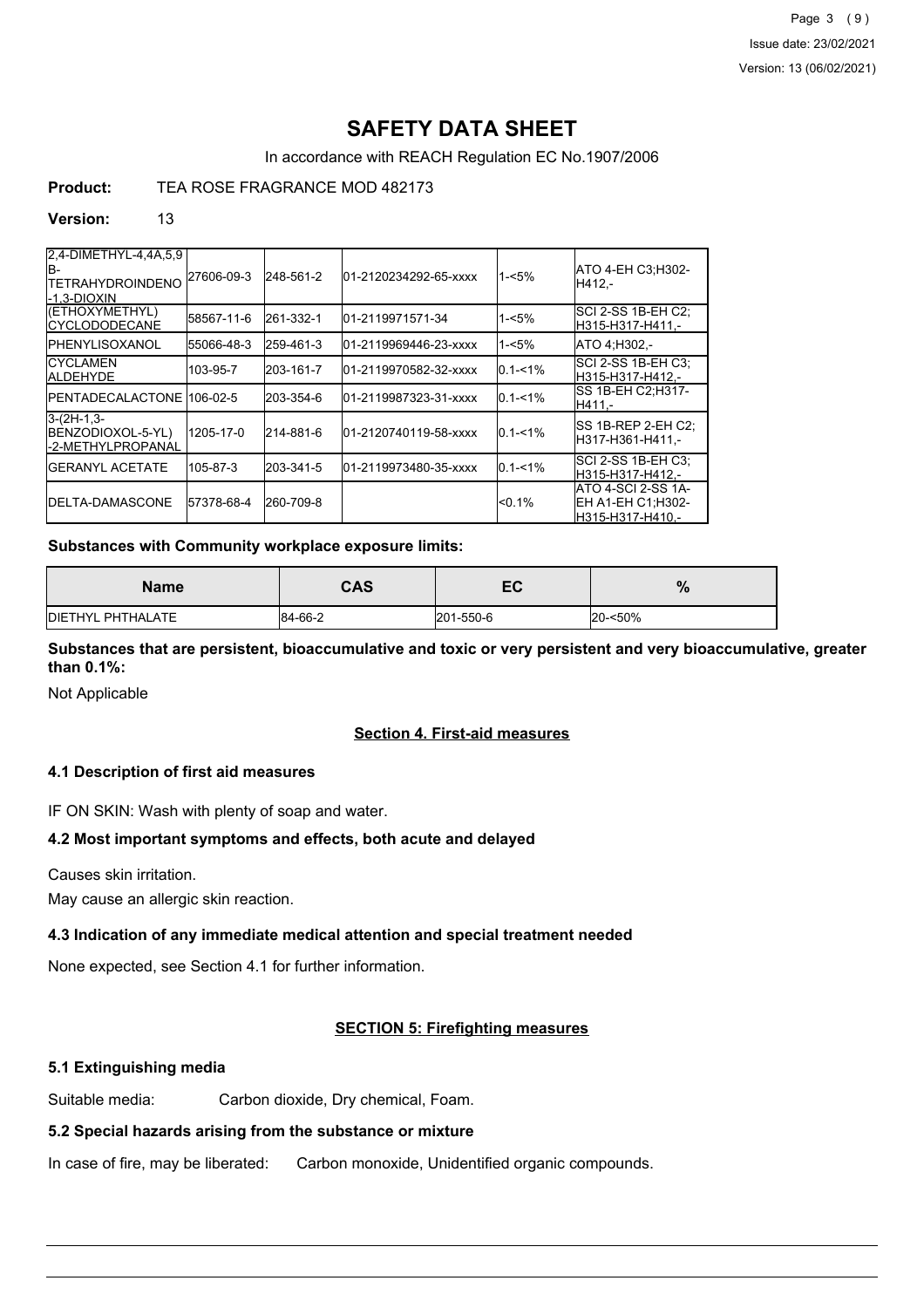# SAFETY DATA SHEET

In accordance with REACH Regulation EC No.1907/2006

**Product:** TEA ROSE FRAGRANCE MOD 482173

**Version:** 13

| | | | | | |
|---|---|---|---|---|---|
| 2,4-DIMETHYL-4,4A,5,9B-TETRAHYDROINDENO-1,3-DIOXIN | 27606-09-3 | 248-561-2 | 01-2120234292-65-xxxx | 1-<5% | ATO 4-EH C3;H302-H412,- |
| (ETHOXYMETHYL) CYCLODODECANE | 58567-11-6 | 261-332-1 | 01-2119971571-34 | 1-<5% | SCI 2-SS 1B-EH C2; H315-H317-H411,- |
| PHENYLISOXANOL | 55066-48-3 | 259-461-3 | 01-2119969446-23-xxxx | 1-<5% | ATO 4;H302,- |
| CYCLAMEN ALDEHYDE | 103-95-7 | 203-161-7 | 01-2119970582-32-xxxx | 0.1-<1% | SCI 2-SS 1B-EH C3; H315-H317-H412,- |
| PENTADECALACTONE | 106-02-5 | 203-354-6 | 01-2119987323-31-xxxx | 0.1-<1% | SS 1B-EH C2;H317-H411,- |
| 3-(2H-1,3-BENZODIOXOL-5-YL)-2-METHYLPROPANAL | 1205-17-0 | 214-881-6 | 01-2120740119-58-xxxx | 0.1-<1% | SS 1B-REP 2-EH C2; H317-H361-H411,- |
| GERANYL ACETATE | 105-87-3 | 203-341-5 | 01-2119973480-35-xxxx | 0.1-<1% | SCI 2-SS 1B-EH C3; H315-H317-H412,- |
| DELTA-DAMASCONE | 57378-68-4 | 260-709-8 | | <0.1% | ATO 4-SCI 2-SS 1A-EH A1-EH C1;H302-H315-H317-H410,- |

**Substances with Community workplace exposure limits:**

| Name | CAS | EC | % |
|---|---|---|---|
| DIETHYL PHTHALATE | 84-66-2 | 201-550-6 | 20-<50% |

**Substances that are persistent, bioaccumulative and toxic or very persistent and very bioaccumulative, greater than 0.1%:**

Not Applicable

## Section 4. First-aid measures

### 4.1 Description of first aid measures

IF ON SKIN: Wash with plenty of soap and water.

### 4.2 Most important symptoms and effects, both acute and delayed

Causes skin irritation.

May cause an allergic skin reaction.

### 4.3 Indication of any immediate medical attention and special treatment needed

None expected, see Section 4.1 for further information.

## SECTION 5: Firefighting measures

### 5.1 Extinguishing media

Suitable media: Carbon dioxide, Dry chemical, Foam.

### 5.2 Special hazards arising from the substance or mixture

In case of fire, may be liberated: Carbon monoxide, Unidentified organic compounds.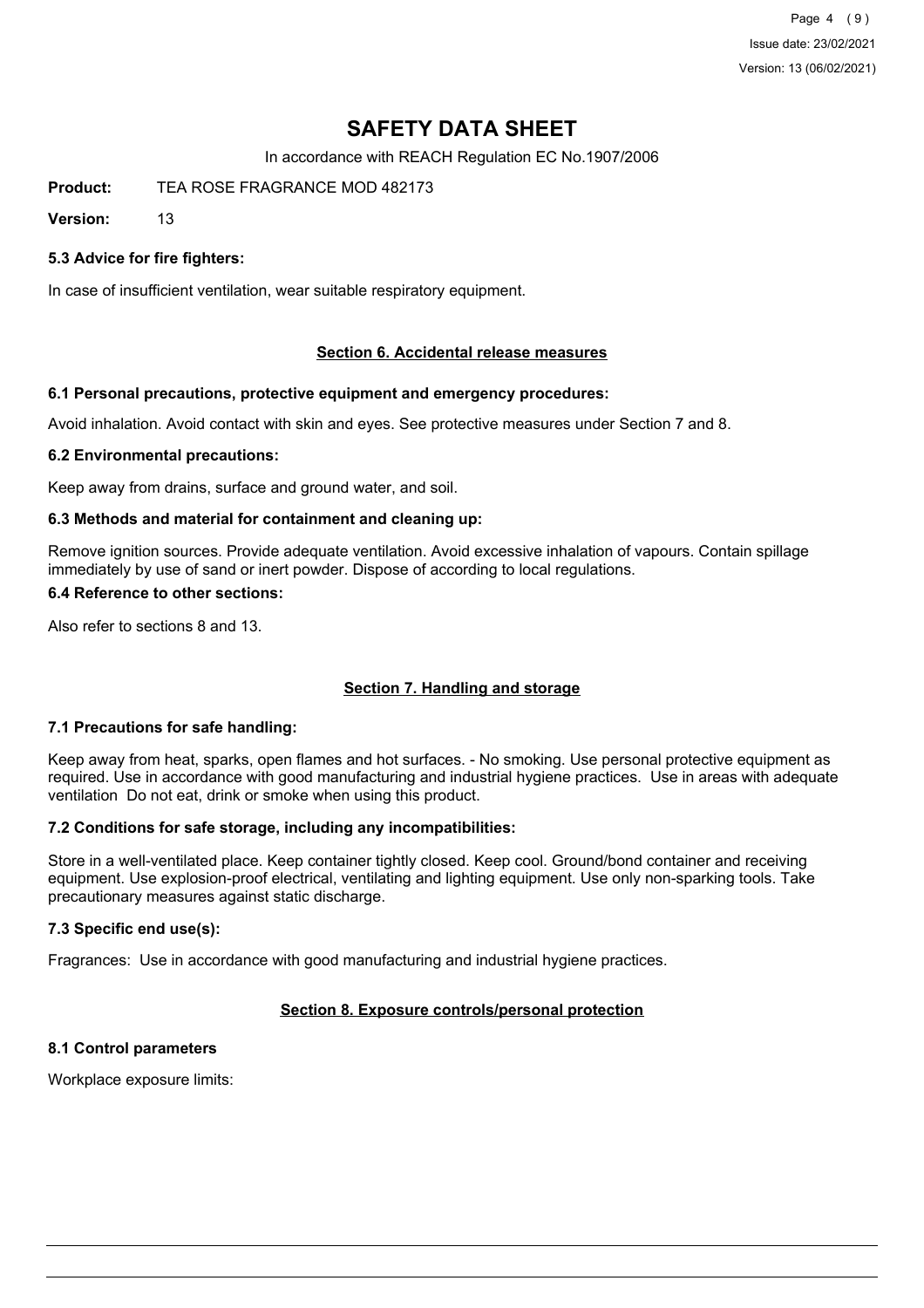# SAFETY DATA SHEET

In accordance with REACH Regulation EC No.1907/2006

**Product:** TEA ROSE FRAGRANCE MOD 482173

**Version:** 13

### 5.3 Advice for fire fighters:

In case of insufficient ventilation, wear suitable respiratory equipment.

## Section 6. Accidental release measures

### 6.1 Personal precautions, protective equipment and emergency procedures:

Avoid inhalation. Avoid contact with skin and eyes. See protective measures under Section 7 and 8.

### 6.2 Environmental precautions:

Keep away from drains, surface and ground water, and soil.

### 6.3 Methods and material for containment and cleaning up:

Remove ignition sources. Provide adequate ventilation. Avoid excessive inhalation of vapours. Contain spillage immediately by use of sand or inert powder. Dispose of according to local regulations.

### 6.4 Reference to other sections:

Also refer to sections 8 and 13.

## Section 7. Handling and storage

### 7.1 Precautions for safe handling:

Keep away from heat, sparks, open flames and hot surfaces. - No smoking. Use personal protective equipment as required. Use in accordance with good manufacturing and industrial hygiene practices. Use in areas with adequate ventilation Do not eat, drink or smoke when using this product.

### 7.2 Conditions for safe storage, including any incompatibilities:

Store in a well-ventilated place. Keep container tightly closed. Keep cool. Ground/bond container and receiving equipment. Use explosion-proof electrical, ventilating and lighting equipment. Use only non-sparking tools. Take precautionary measures against static discharge.

### 7.3 Specific end use(s):

Fragrances: Use in accordance with good manufacturing and industrial hygiene practices.

## Section 8. Exposure controls/personal protection

### 8.1 Control parameters

Workplace exposure limits: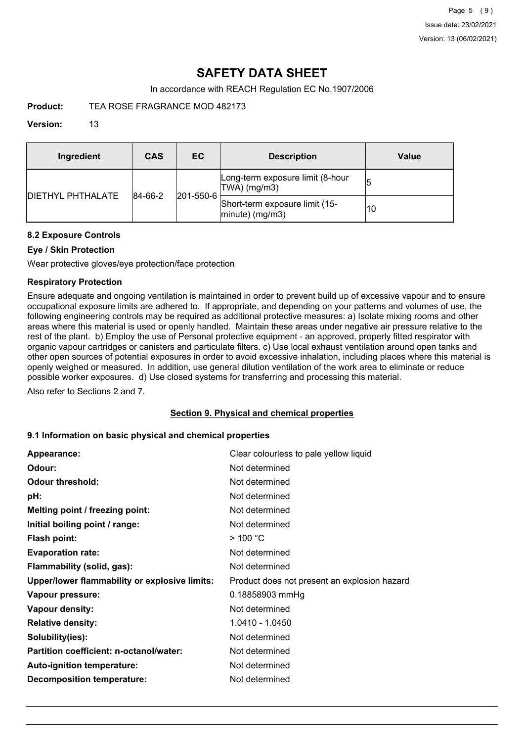# SAFETY DATA SHEET

In accordance with REACH Regulation EC No.1907/2006

**Product:** TEA ROSE FRAGRANCE MOD 482173

**Version:** 13

| Ingredient | CAS | EC | Description | Value |
|---|---|---|---|---|
| DIETHYL PHTHALATE | 84-66-2 | 201-550-6 | Long-term exposure limit (8-hour TWA) (mg/m3) | 5 |
| | | | Short-term exposure limit (15-minute) (mg/m3) | 10 |

### 8.2 Exposure Controls

#### Eye / Skin Protection

Wear protective gloves/eye protection/face protection

#### Respiratory Protection

Ensure adequate and ongoing ventilation is maintained in order to prevent build up of excessive vapour and to ensure occupational exposure limits are adhered to. If appropriate, and depending on your patterns and volumes of use, the following engineering controls may be required as additional protective measures: a) Isolate mixing rooms and other areas where this material is used or openly handled. Maintain these areas under negative air pressure relative to the rest of the plant. b) Employ the use of Personal protective equipment - an approved, properly fitted respirator with organic vapour cartridges or canisters and particulate filters. c) Use local exhaust ventilation around open tanks and other open sources of potential exposures in order to avoid excessive inhalation, including places where this material is openly weighed or measured. In addition, use general dilution ventilation of the work area to eliminate or reduce possible worker exposures. d) Use closed systems for transferring and processing this material.

Also refer to Sections 2 and 7.

## Section 9. Physical and chemical properties

### 9.1 Information on basic physical and chemical properties

| | |
|---|---|
| **Appearance:** | Clear colourless to pale yellow liquid |
| **Odour:** | Not determined |
| **Odour threshold:** | Not determined |
| **pH:** | Not determined |
| **Melting point / freezing point:** | Not determined |
| **Initial boiling point / range:** | Not determined |
| **Flash point:** | > 100 °C |
| **Evaporation rate:** | Not determined |
| **Flammability (solid, gas):** | Not determined |
| **Upper/lower flammability or explosive limits:** | Product does not present an explosion hazard |
| **Vapour pressure:** | 0.18858903 mmHg |
| **Vapour density:** | Not determined |
| **Relative density:** | 1.0410 - 1.0450 |
| **Solubility(ies):** | Not determined |
| **Partition coefficient: n-octanol/water:** | Not determined |
| **Auto-ignition temperature:** | Not determined |
| **Decomposition temperature:** | Not determined |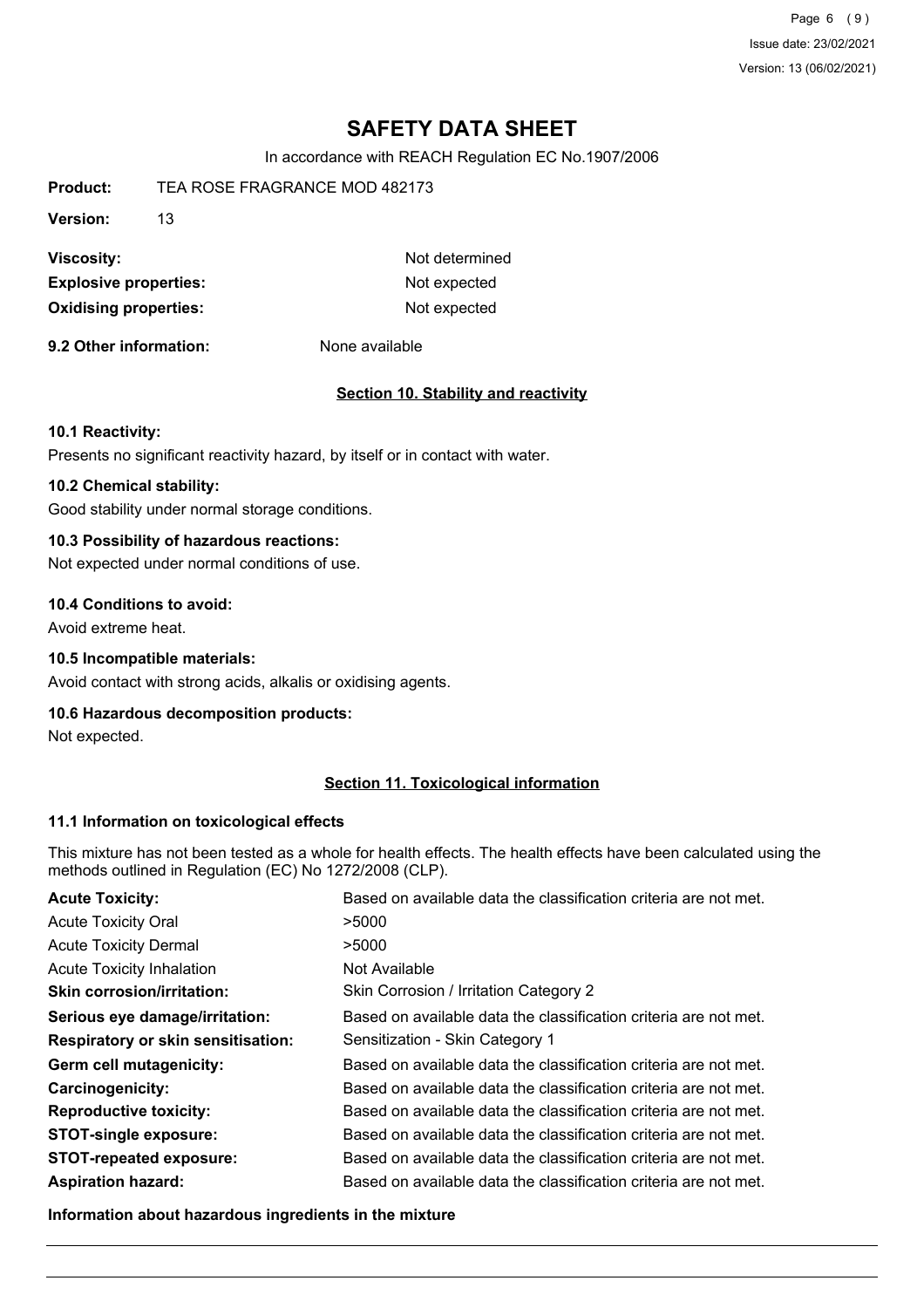# SAFETY DATA SHEET

In accordance with REACH Regulation EC No.1907/2006

**Product:** TEA ROSE FRAGRANCE MOD 482173

**Version:** 13

| | |
|---|---|
| **Viscosity:** | Not determined |
| **Explosive properties:** | Not expected |
| **Oxidising properties:** | Not expected |

**9.2 Other information:** None available

## Section 10. Stability and reactivity

### 10.1 Reactivity:

Presents no significant reactivity hazard, by itself or in contact with water.

### 10.2 Chemical stability:

Good stability under normal storage conditions.

### 10.3 Possibility of hazardous reactions:

Not expected under normal conditions of use.

### 10.4 Conditions to avoid:

Avoid extreme heat.

### 10.5 Incompatible materials:

Avoid contact with strong acids, alkalis or oxidising agents.

### 10.6 Hazardous decomposition products:

Not expected.

## Section 11. Toxicological information

### 11.1 Information on toxicological effects

This mixture has not been tested as a whole for health effects. The health effects have been calculated using the methods outlined in Regulation (EC) No 1272/2008 (CLP).

| | |
|---|---|
| **Acute Toxicity:** | Based on available data the classification criteria are not met. |
| Acute Toxicity Oral | >5000 |
| Acute Toxicity Dermal | >5000 |
| Acute Toxicity Inhalation | Not Available |
| **Skin corrosion/irritation:** | Skin Corrosion / Irritation Category 2 |
| **Serious eye damage/irritation:** | Based on available data the classification criteria are not met. |
| **Respiratory or skin sensitisation:** | Sensitization - Skin Category 1 |
| **Germ cell mutagenicity:** | Based on available data the classification criteria are not met. |
| **Carcinogenicity:** | Based on available data the classification criteria are not met. |
| **Reproductive toxicity:** | Based on available data the classification criteria are not met. |
| **STOT-single exposure:** | Based on available data the classification criteria are not met. |
| **STOT-repeated exposure:** | Based on available data the classification criteria are not met. |
| **Aspiration hazard:** | Based on available data the classification criteria are not met. |

**Information about hazardous ingredients in the mixture**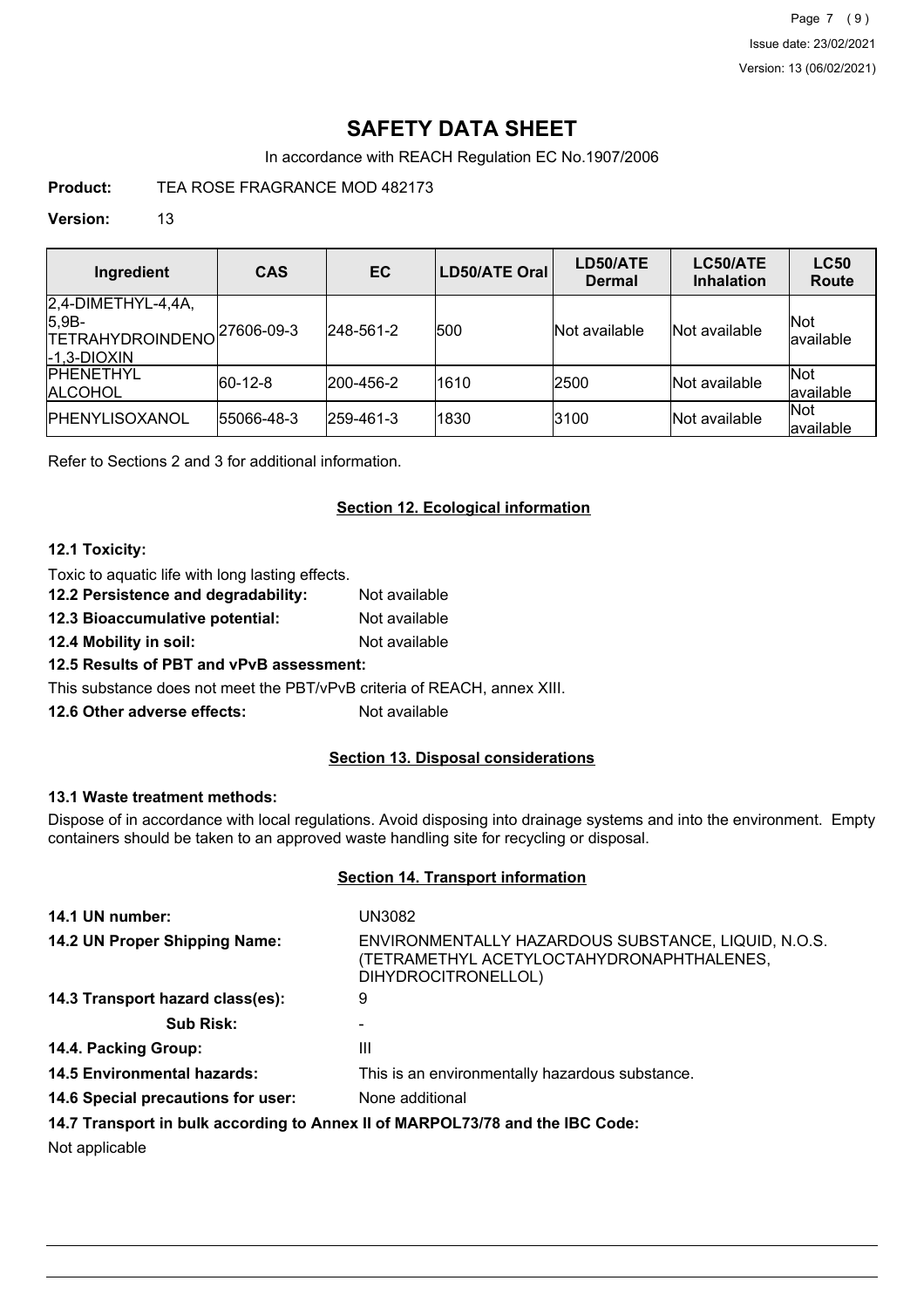# SAFETY DATA SHEET

In accordance with REACH Regulation EC No.1907/2006

**Product:** TEA ROSE FRAGRANCE MOD 482173

**Version:** 13

| Ingredient | CAS | EC | LD50/ATE Oral | LD50/ATE Dermal | LC50/ATE Inhalation | LC50 Route |
|---|---|---|---|---|---|---|
| 2,4-DIMETHYL-4,4A, 5,9B-TETRAHYDROINDENO-1,3-DIOXIN | 27606-09-3 | 248-561-2 | 500 | Not available | Not available | Not available |
| PHENETHYL ALCOHOL | 60-12-8 | 200-456-2 | 1610 | 2500 | Not available | Not available |
| PHENYLISOXANOL | 55066-48-3 | 259-461-3 | 1830 | 3100 | Not available | Not available |

Refer to Sections 2 and 3 for additional information.

## Section 12. Ecological information

**12.1 Toxicity:**

Toxic to aquatic life with long lasting effects.

**12.2 Persistence and degradability:** Not available

**12.3 Bioaccumulative potential:** Not available

**12.4 Mobility in soil:** Not available

**12.5 Results of PBT and vPvB assessment:**

This substance does not meet the PBT/vPvB criteria of REACH, annex XIII.

**12.6 Other adverse effects:** Not available

## Section 13. Disposal considerations

**13.1 Waste treatment methods:**

Dispose of in accordance with local regulations. Avoid disposing into drainage systems and into the environment. Empty containers should be taken to an approved waste handling site for recycling or disposal.

## Section 14. Transport information

**14.1 UN number:** UN3082

**14.2 UN Proper Shipping Name:** ENVIRONMENTALLY HAZARDOUS SUBSTANCE, LIQUID, N.O.S. (TETRAMETHYL ACETYLOCTAHYDRONAPHTHALENES, DIHYDROCITRONELLOL)

**14.3 Transport hazard class(es):** 9

**Sub Risk:** -

**14.4. Packing Group:** III

**14.5 Environmental hazards:** This is an environmentally hazardous substance.

**14.6 Special precautions for user:** None additional

**14.7 Transport in bulk according to Annex II of MARPOL73/78 and the IBC Code:**

Not applicable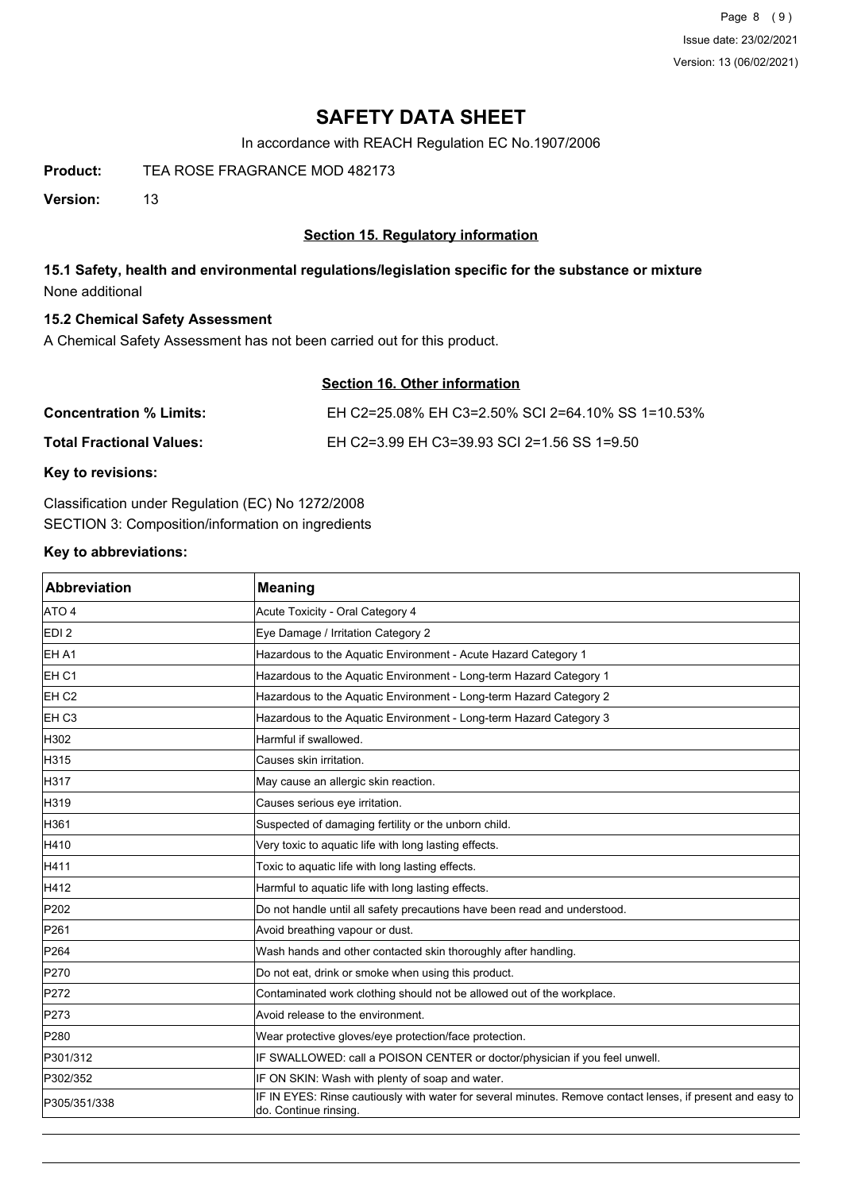# SAFETY DATA SHEET

In accordance with REACH Regulation EC No.1907/2006

**Product:** TEA ROSE FRAGRANCE MOD 482173

**Version:** 13

## Section 15. Regulatory information

### 15.1 Safety, health and environmental regulations/legislation specific for the substance or mixture

None additional

### 15.2 Chemical Safety Assessment

A Chemical Safety Assessment has not been carried out for this product.

## Section 16. Other information

**Concentration % Limits:** EH C2=25.08% EH C3=2.50% SCI 2=64.10% SS 1=10.53%

**Total Fractional Values:** EH C2=3.99 EH C3=39.93 SCI 2=1.56 SS 1=9.50

**Key to revisions:**

Classification under Regulation (EC) No 1272/2008
SECTION 3: Composition/information on ingredients

**Key to abbreviations:**

| Abbreviation | Meaning |
|---|---|
| ATO 4 | Acute Toxicity - Oral Category 4 |
| EDI 2 | Eye Damage / Irritation Category 2 |
| EH A1 | Hazardous to the Aquatic Environment - Acute Hazard Category 1 |
| EH C1 | Hazardous to the Aquatic Environment - Long-term Hazard Category 1 |
| EH C2 | Hazardous to the Aquatic Environment - Long-term Hazard Category 2 |
| EH C3 | Hazardous to the Aquatic Environment - Long-term Hazard Category 3 |
| H302 | Harmful if swallowed. |
| H315 | Causes skin irritation. |
| H317 | May cause an allergic skin reaction. |
| H319 | Causes serious eye irritation. |
| H361 | Suspected of damaging fertility or the unborn child. |
| H410 | Very toxic to aquatic life with long lasting effects. |
| H411 | Toxic to aquatic life with long lasting effects. |
| H412 | Harmful to aquatic life with long lasting effects. |
| P202 | Do not handle until all safety precautions have been read and understood. |
| P261 | Avoid breathing vapour or dust. |
| P264 | Wash hands and other contacted skin thoroughly after handling. |
| P270 | Do not eat, drink or smoke when using this product. |
| P272 | Contaminated work clothing should not be allowed out of the workplace. |
| P273 | Avoid release to the environment. |
| P280 | Wear protective gloves/eye protection/face protection. |
| P301/312 | IF SWALLOWED: call a POISON CENTER or doctor/physician if you feel unwell. |
| P302/352 | IF ON SKIN: Wash with plenty of soap and water. |
| P305/351/338 | IF IN EYES: Rinse cautiously with water for several minutes. Remove contact lenses, if present and easy to do. Continue rinsing. |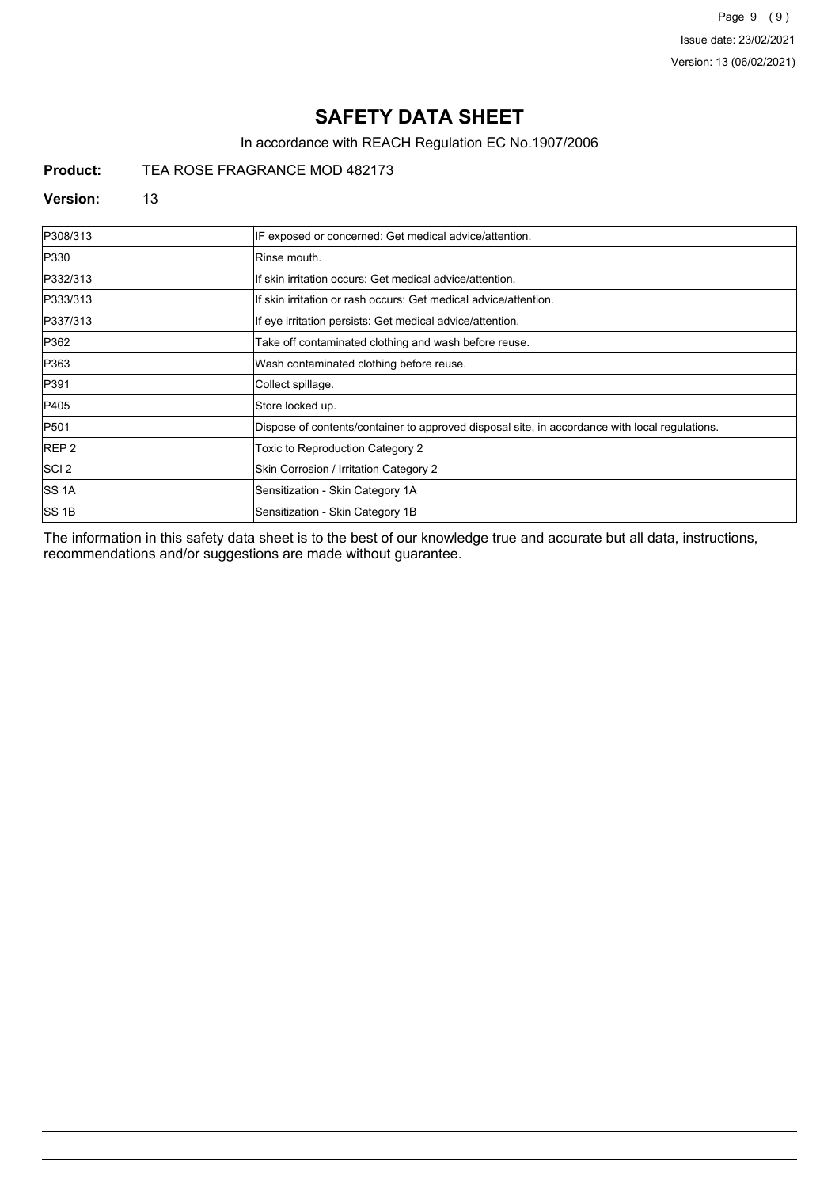# SAFETY DATA SHEET

In accordance with REACH Regulation EC No.1907/2006

**Product:** TEA ROSE FRAGRANCE MOD 482173

**Version:** 13

| | |
|---|---|
| P308/313 | IF exposed or concerned: Get medical advice/attention. |
| P330 | Rinse mouth. |
| P332/313 | If skin irritation occurs: Get medical advice/attention. |
| P333/313 | If skin irritation or rash occurs: Get medical advice/attention. |
| P337/313 | If eye irritation persists: Get medical advice/attention. |
| P362 | Take off contaminated clothing and wash before reuse. |
| P363 | Wash contaminated clothing before reuse. |
| P391 | Collect spillage. |
| P405 | Store locked up. |
| P501 | Dispose of contents/container to approved disposal site, in accordance with local regulations. |
| REP 2 | Toxic to Reproduction Category 2 |
| SCI 2 | Skin Corrosion / Irritation Category 2 |
| SS 1A | Sensitization - Skin Category 1A |
| SS 1B | Sensitization - Skin Category 1B |

The information in this safety data sheet is to the best of our knowledge true and accurate but all data, instructions, recommendations and/or suggestions are made without guarantee.